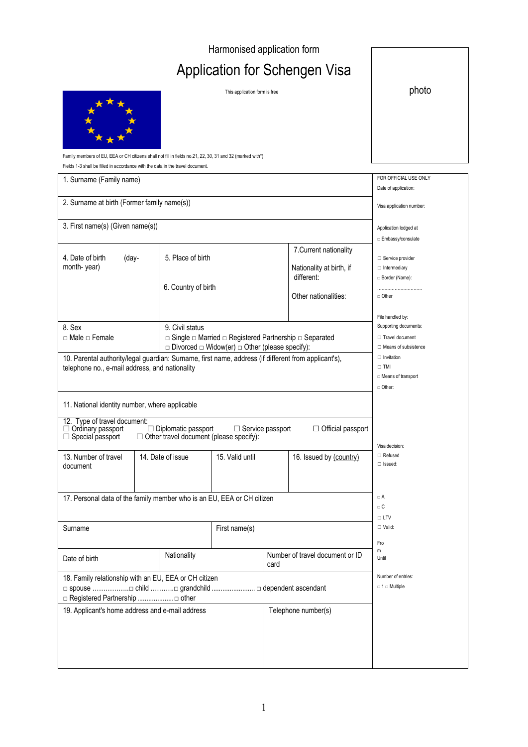Harmonised application form

# Application for Schengen Visa

This application form is free

photo

Family members of EU, EEA or CH citizens shall not fill in fields no.21, 22, 30, 31 and 32 (marked with*).

Fields 1-3 shall be filled in accordance with the data in the travel document.

1. Surname (Family name)

2. Surname at birth (Former family name(s))

3. First name(s) (Given name(s))

4. Date of birth (day-month- year)

5. Place of birth

6. Country of birth

7. Current nationality

Nationality at birth, if different:

Other nationalities:

8. Sex
□ Male □ Female

9. Civil status
□ Single □ Married □ Registered Partnership □ Separated
□ Divorced □ Widow(er) □ Other (please specify):

10. Parental authority/legal guardian: Surname, first name, address (if different from applicant's), telephone no., e-mail address, and nationality

11. National identity number, where applicable

12. Type of travel document:
☐ Ordinary passport ☐ Diplomatic passport ☐ Service passport ☐ Official passport
☐ Special passport ☐ Other travel document (please specify):

13. Number of travel document

14. Date of issue

15. Valid until

16. Issued by (country)

17. Personal data of the family member who is an EU, EEA or CH citizen

Surname

First name(s)

Date of birth

Nationality

Number of travel document or ID card

18. Family relationship with an EU, EEA or CH citizen
□ spouse ……………..□ child ………..□ grandchild ....................... □ dependent ascendant
□ Registered Partnership ...................□ other

19. Applicant's home address and e-mail address

Telephone number(s)

FOR OFFICIAL USE ONLY

Date of application:

Visa application number:

Application lodged at
□ Embassy/consulate
☐ Service provider
☐ Intermediary
□ Border (Name):
..............................
□ Other

File handled by:

Supporting documents:
☐ Travel document
☐ Means of subsistence
☐ Invitation
☐ TMI
□ Means of transport
□ Other:

Visa decision:
☐ Refused
☐ Issued:

□ A
□ C
☐ LTV
☐ Valid:

From

Until

Number of entries:
□ 1 □ Multiple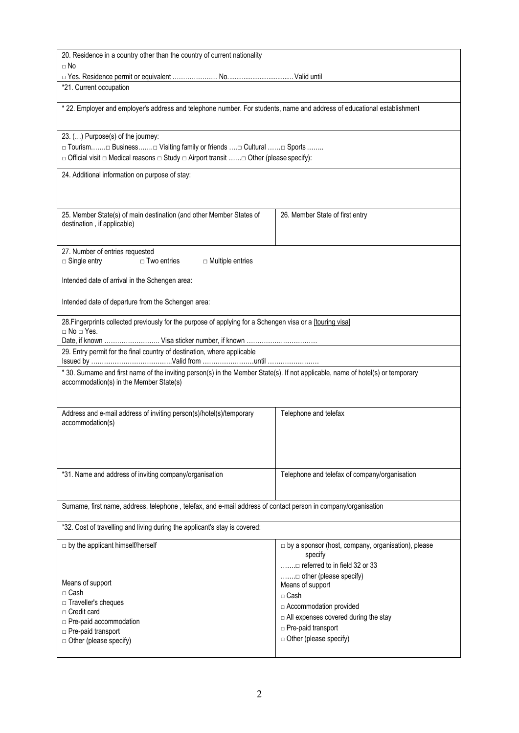20. Residence in a country other than the country of current nationality

□ No

□ Yes. Residence permit or equivalent ………………… No.................................... Valid until

*21. Current occupation

* 22. Employer and employer's address and telephone number. For students, name and address of educational establishment

23. (…) Purpose(s) of the journey:

□ Tourism…….□ Business…….□ Visiting family or friends ….□ Cultural ……□ Sports ……..

□ Official visit □ Medical reasons □ Study □ Airport transit ……□ Other (please specify):

24. Additional information on purpose of stay:

| 25. Member State(s) of main destination (and other Member States of destination , if applicable) | 26. Member State of first entry |
|---|---|

27. Number of entries requested

□ Single entry □ Two entries □ Multiple entries

Intended date of arrival in the Schengen area:

Intended date of departure from the Schengen area:

28.Fingerprints collected previously for the purpose of applying for a Schengen visa or a [touring visa]

□ No □ Yes.

Date, if known …………………….. Visa sticker number, if known ……………………………

29. Entry permit for the final country of destination, where applicable

Issued by ………………………………..Valid from ……………………until ……………………

* 30. Surname and first name of the inviting person(s) in the Member State(s). If not applicable, name of hotel(s) or temporary accommodation(s) in the Member State(s)

| Address and e-mail address of inviting person(s)/hotel(s)/temporary accommodation(s) | Telephone and telefax |
|---|---|
| *31. Name and address of inviting company/organisation | Telephone and telefax of company/organisation |

Surname, first name, address, telephone , telefax, and e-mail address of contact person in company/organisation

*32. Cost of travelling and living during the applicant's stay is covered:

| □ by the applicant himself/herself | □ by a sponsor (host, company, organisation), please specify<br>…….□ referred to in field 32 or 33<br>…….□ other (please specify) |
|---|---|
| Means of support<br>□ Cash<br>□ Traveller's cheques<br>□ Credit card<br>□ Pre-paid accommodation<br>□ Pre-paid transport<br>□ Other (please specify) | Means of support<br>□ Cash<br>□ Accommodation provided<br>□ All expenses covered during the stay<br>□ Pre-paid transport<br>□ Other (please specify) |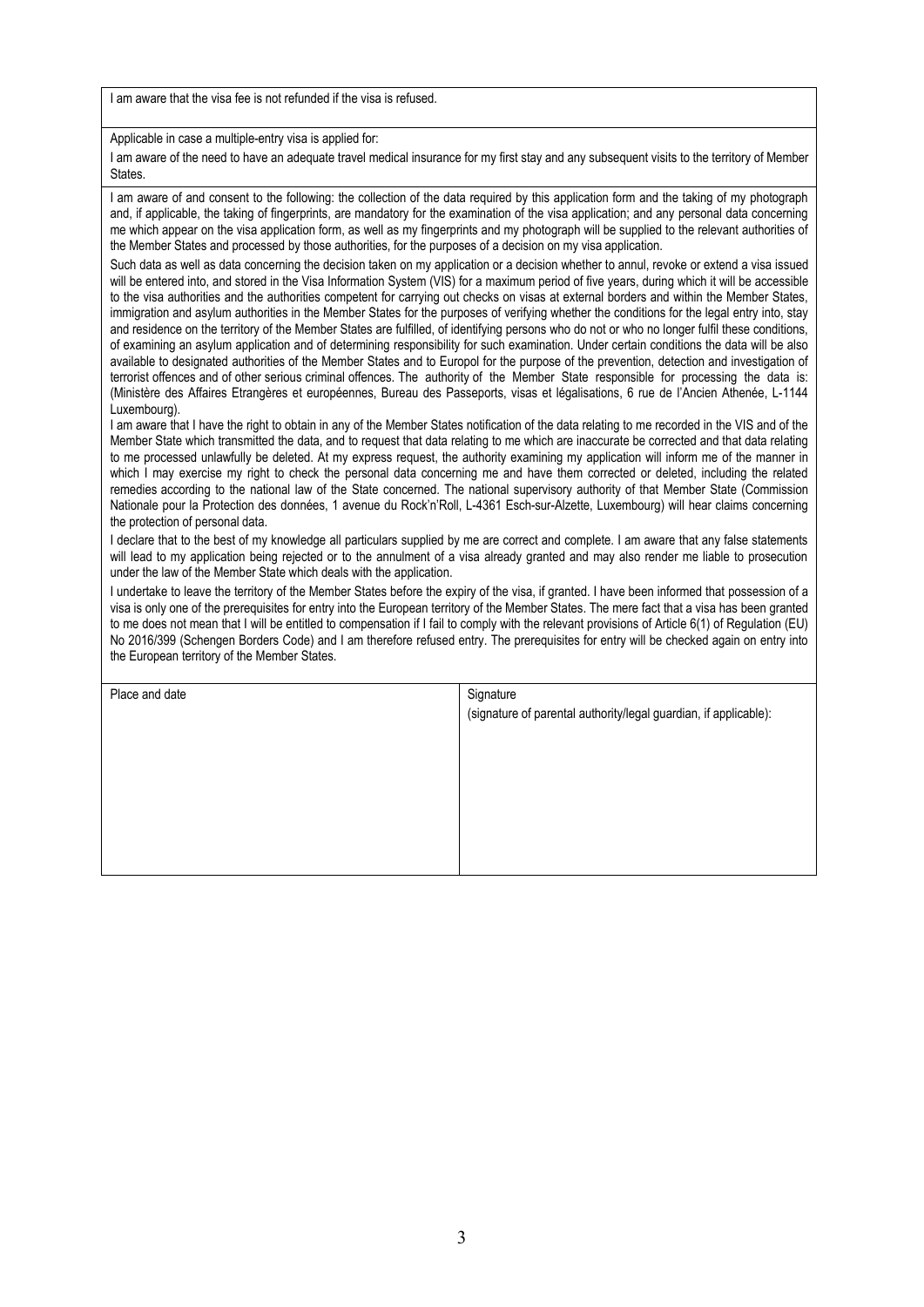I am aware that the visa fee is not refunded if the visa is refused.

Applicable in case a multiple-entry visa is applied for:

I am aware of the need to have an adequate travel medical insurance for my first stay and any subsequent visits to the territory of Member States.

I am aware of and consent to the following: the collection of the data required by this application form and the taking of my photograph and, if applicable, the taking of fingerprints, are mandatory for the examination of the visa application; and any personal data concerning me which appear on the visa application form, as well as my fingerprints and my photograph will be supplied to the relevant authorities of the Member States and processed by those authorities, for the purposes of a decision on my visa application.

Such data as well as data concerning the decision taken on my application or a decision whether to annul, revoke or extend a visa issued will be entered into, and stored in the Visa Information System (VIS) for a maximum period of five years, during which it will be accessible to the visa authorities and the authorities competent for carrying out checks on visas at external borders and within the Member States, immigration and asylum authorities in the Member States for the purposes of verifying whether the conditions for the legal entry into, stay and residence on the territory of the Member States are fulfilled, of identifying persons who do not or who no longer fulfil these conditions, of examining an asylum application and of determining responsibility for such examination. Under certain conditions the data will be also available to designated authorities of the Member States and to Europol for the purpose of the prevention, detection and investigation of terrorist offences and of other serious criminal offences. The authority of the Member State responsible for processing the data is: (Ministère des Affaires Etrangères et européennes, Bureau des Passeports, visas et légalisations, 6 rue de l'Ancien Athenée, L-1144 Luxembourg).

I am aware that I have the right to obtain in any of the Member States notification of the data relating to me recorded in the VIS and of the Member State which transmitted the data, and to request that data relating to me which are inaccurate be corrected and that data relating to me processed unlawfully be deleted. At my express request, the authority examining my application will inform me of the manner in which I may exercise my right to check the personal data concerning me and have them corrected or deleted, including the related remedies according to the national law of the State concerned. The national supervisory authority of that Member State (Commission Nationale pour la Protection des données, 1 avenue du Rock'n'Roll, L-4361 Esch-sur-Alzette, Luxembourg) will hear claims concerning the protection of personal data.

I declare that to the best of my knowledge all particulars supplied by me are correct and complete. I am aware that any false statements will lead to my application being rejected or to the annulment of a visa already granted and may also render me liable to prosecution under the law of the Member State which deals with the application.

I undertake to leave the territory of the Member States before the expiry of the visa, if granted. I have been informed that possession of a visa is only one of the prerequisites for entry into the European territory of the Member States. The mere fact that a visa has been granted to me does not mean that I will be entitled to compensation if I fail to comply with the relevant provisions of Article 6(1) of Regulation (EU) No 2016/399 (Schengen Borders Code) and I am therefore refused entry. The prerequisites for entry will be checked again on entry into the European territory of the Member States.

| Place and date | Signature (signature of parental authority/legal guardian, if applicable): |
|---|---|
| | |